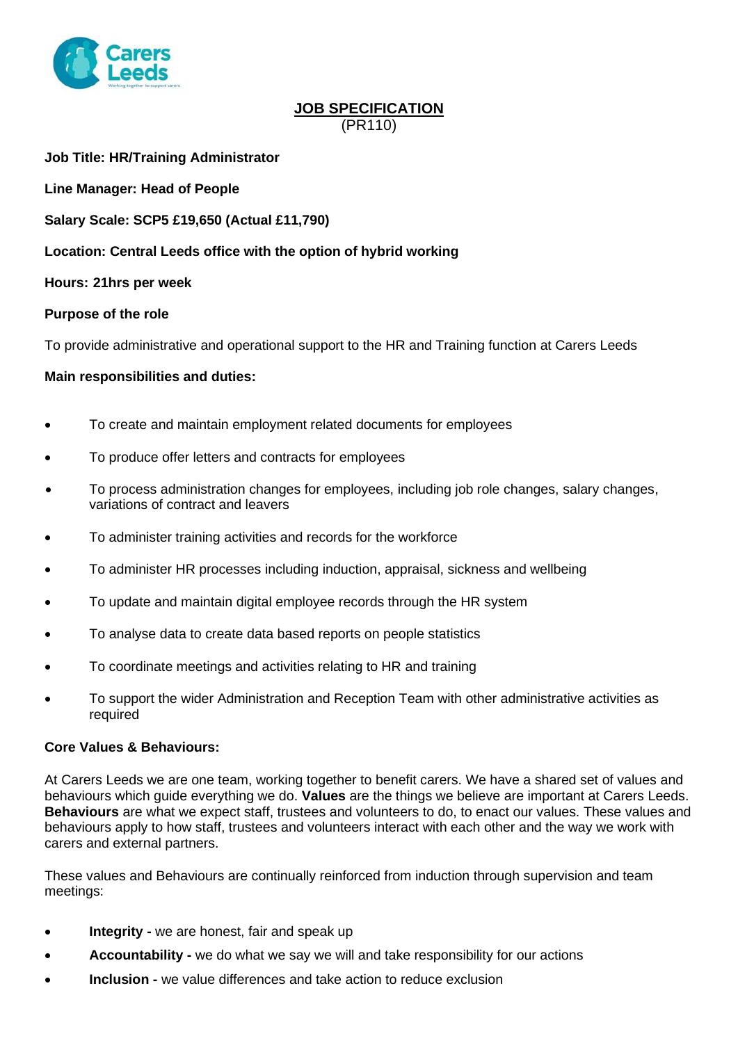# JOB SPECIFICATION

(PR110)

**Job Title: HR/Training Administrator**

**Line Manager: Head of People**

**Salary Scale: SCP5 £19,650 (Actual £11,790)**

**Location: Central Leeds office with the option of hybrid working**

**Hours: 21hrs per week**

**Purpose of the role**

To provide administrative and operational support to the HR and Training function at Carers Leeds

**Main responsibilities and duties:**

- To create and maintain employment related documents for employees
- To produce offer letters and contracts for employees
- To process administration changes for employees, including job role changes, salary changes, variations of contract and leavers
- To administer training activities and records for the workforce
- To administer HR processes including induction, appraisal, sickness and wellbeing
- To update and maintain digital employee records through the HR system
- To analyse data to create data based reports on people statistics
- To coordinate meetings and activities relating to HR and training
- To support the wider Administration and Reception Team with other administrative activities as required

**Core Values & Behaviours:**

At Carers Leeds we are one team, working together to benefit carers. We have a shared set of values and behaviours which guide everything we do. **Values** are the things we believe are important at Carers Leeds. **Behaviours** are what we expect staff, trustees and volunteers to do, to enact our values. These values and behaviours apply to how staff, trustees and volunteers interact with each other and the way we work with carers and external partners.

These values and Behaviours are continually reinforced from induction through supervision and team meetings:

- **Integrity -** we are honest, fair and speak up
- **Accountability -** we do what we say we will and take responsibility for our actions
- **Inclusion -** we value differences and take action to reduce exclusion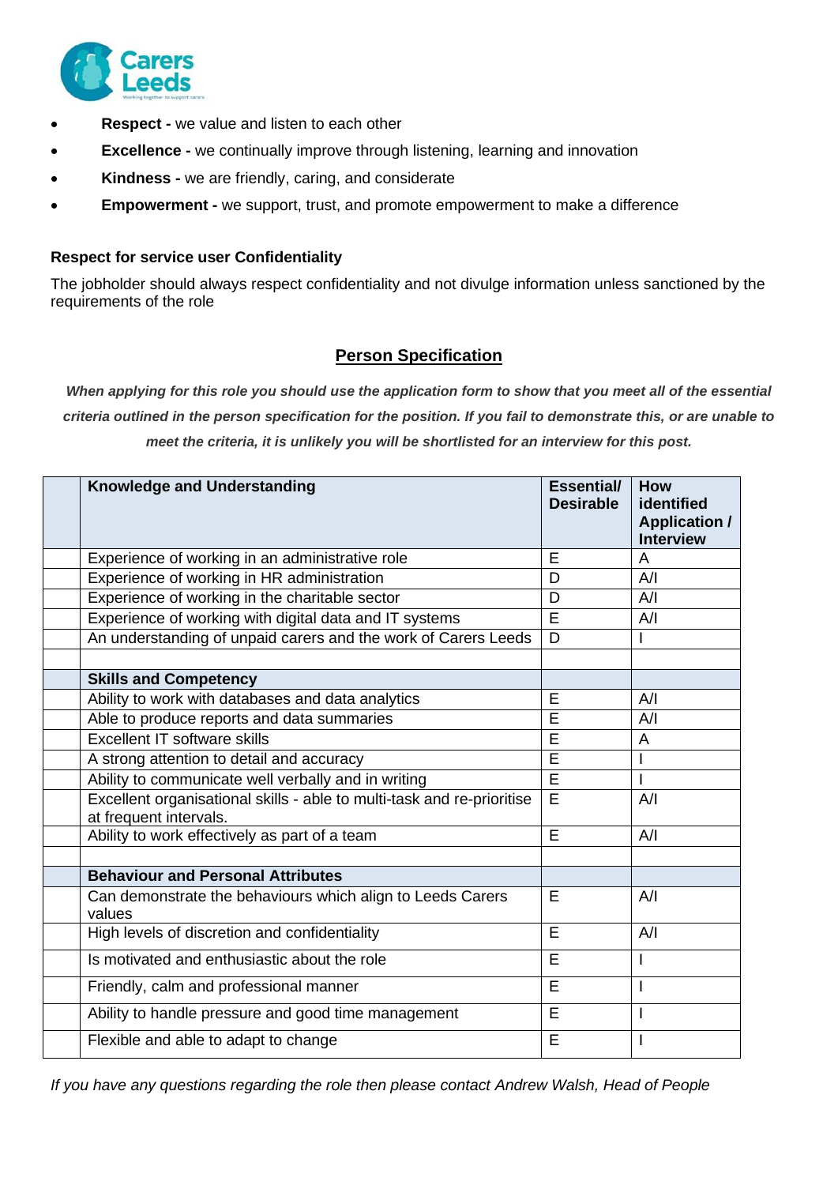- **Respect -** we value and listen to each other
- **Excellence -** we continually improve through listening, learning and innovation
- **Kindness -** we are friendly, caring, and considerate
- **Empowerment -** we support, trust, and promote empowerment to make a difference

**Respect for service user Confidentiality**

The jobholder should always respect confidentiality and not divulge information unless sanctioned by the requirements of the role

## Person Specification

***When applying for this role you should use the application form to show that you meet all of the essential criteria outlined in the person specification for the position. If you fail to demonstrate this, or are unable to meet the criteria, it is unlikely you will be shortlisted for an interview for this post.***

| | **Knowledge and Understanding** | **Essential/ Desirable** | **How identified Application / Interview** |
|---|---|---|---|
| | Experience of working in an administrative role | E | A |
| | Experience of working in HR administration | D | A/I |
| | Experience of working in the charitable sector | D | A/I |
| | Experience of working with digital data and IT systems | E | A/I |
| | An understanding of unpaid carers and the work of Carers Leeds | D | I |
| | | | |
| | **Skills and Competency** | | |
| | Ability to work with databases and data analytics | E | A/I |
| | Able to produce reports and data summaries | E | A/I |
| | Excellent IT software skills | E | A |
| | A strong attention to detail and accuracy | E | I |
| | Ability to communicate well verbally and in writing | E | I |
| | Excellent organisational skills - able to multi-task and re-prioritise at frequent intervals. | E | A/I |
| | Ability to work effectively as part of a team | E | A/I |
| | | | |
| | **Behaviour and Personal Attributes** | | |
| | Can demonstrate the behaviours which align to Leeds Carers values | E | A/I |
| | High levels of discretion and confidentiality | E | A/I |
| | Is motivated and enthusiastic about the role | E | I |
| | Friendly, calm and professional manner | E | I |
| | Ability to handle pressure and good time management | E | I |
| | Flexible and able to adapt to change | E | I |

*If you have any questions regarding the role then please contact Andrew Walsh, Head of People*